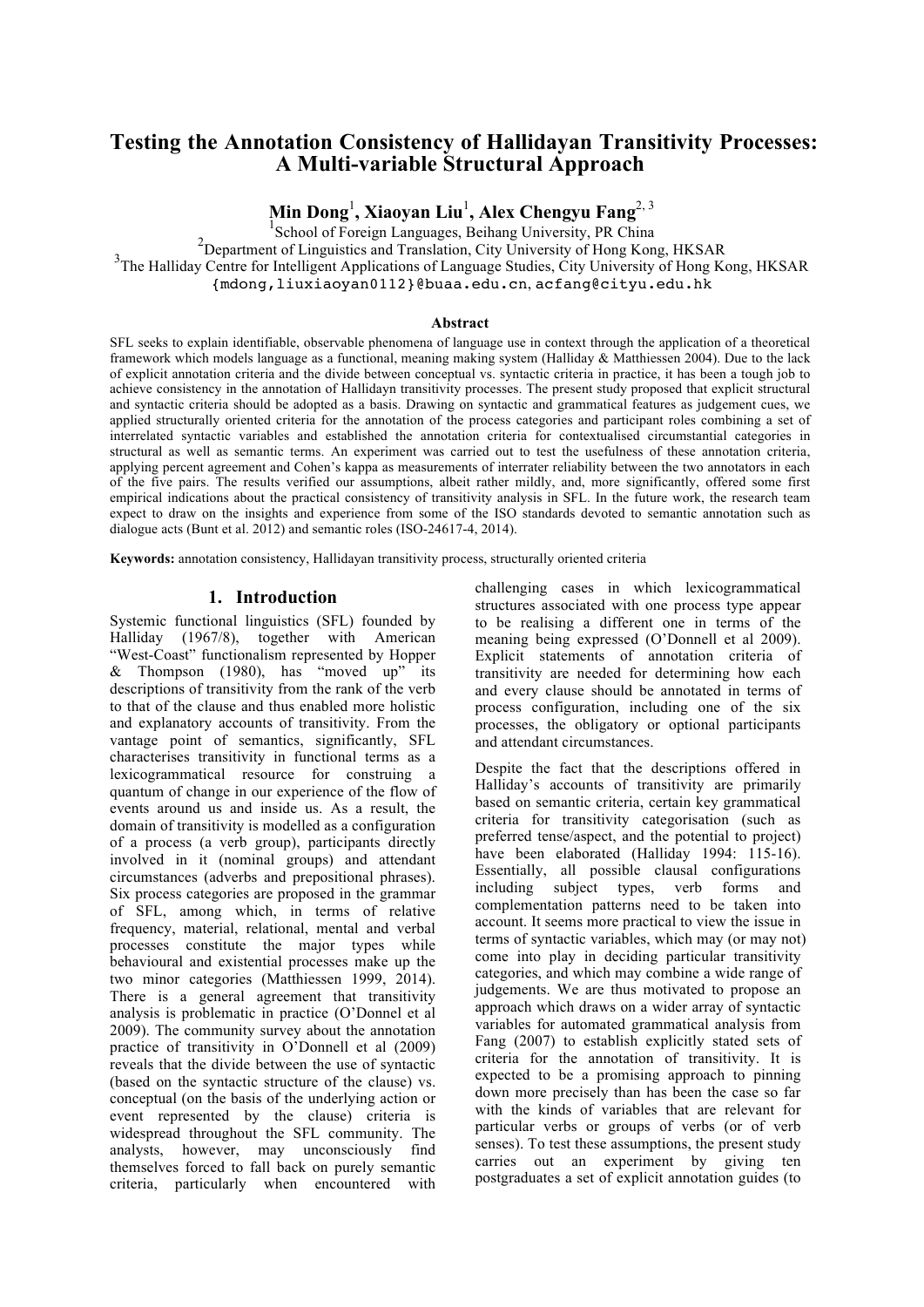# Testing the Annotation Consistency of Hallidayan Transitivity Processes: A Multi-variable Structural Approach

**Min Dong**[1], **Xiaoyan Liu**[1], **Alex Chengyu Fang**[2, 3]

[1]School of Foreign Languages, Beihang University, PR China

[2]Department of Linguistics and Translation, City University of Hong Kong, HKSAR

[3]The Halliday Centre for Intelligent Applications of Language Studies, City University of Hong Kong, HKSAR

{mdong,liuxiaoyan0112}@buaa.edu.cn, acfang@cityu.edu.hk

### Abstract

SFL seeks to explain identifiable, observable phenomena of language use in context through the application of a theoretical framework which models language as a functional, meaning making system (Halliday & Matthiessen 2004). Due to the lack of explicit annotation criteria and the divide between conceptual vs. syntactic criteria in practice, it has been a tough job to achieve consistency in the annotation of Hallidayn transitivity processes. The present study proposed that explicit structural and syntactic criteria should be adopted as a basis. Drawing on syntactic and grammatical features as judgement cues, we applied structurally oriented criteria for the annotation of the process categories and participant roles combining a set of interrelated syntactic variables and established the annotation criteria for contextualised circumstantial categories in structural as well as semantic terms. An experiment was carried out to test the usefulness of these annotation criteria, applying percent agreement and Cohen's kappa as measurements of interrater reliability between the two annotators in each of the five pairs. The results verified our assumptions, albeit rather mildly, and, more significantly, offered some first empirical indications about the practical consistency of transitivity analysis in SFL. In the future work, the research team expect to draw on the insights and experience from some of the ISO standards devoted to semantic annotation such as dialogue acts (Bunt et al. 2012) and semantic roles (ISO-24617-4, 2014).

**Keywords:** annotation consistency, Hallidayan transitivity process, structurally oriented criteria

## 1. Introduction

Systemic functional linguistics (SFL) founded by Halliday (1967/8), together with American "West-Coast" functionalism represented by Hopper & Thompson (1980), has "moved up" its descriptions of transitivity from the rank of the verb to that of the clause and thus enabled more holistic and explanatory accounts of transitivity. From the vantage point of semantics, significantly, SFL characterises transitivity in functional terms as a lexicogrammatical resource for construing a quantum of change in our experience of the flow of events around us and inside us. As a result, the domain of transitivity is modelled as a configuration of a process (a verb group), participants directly involved in it (nominal groups) and attendant circumstances (adverbs and prepositional phrases). Six process categories are proposed in the grammar of SFL, among which, in terms of relative frequency, material, relational, mental and verbal processes constitute the major types while behavioural and existential processes make up the two minor categories (Matthiessen 1999, 2014). There is a general agreement that transitivity analysis is problematic in practice (O'Donnel et al 2009). The community survey about the annotation practice of transitivity in O'Donnell et al (2009) reveals that the divide between the use of syntactic (based on the syntactic structure of the clause) vs. conceptual (on the basis of the underlying action or event represented by the clause) criteria is widespread throughout the SFL community. The analysts, however, may unconsciously find themselves forced to fall back on purely semantic criteria, particularly when encountered with challenging cases in which lexicogrammatical structures associated with one process type appear to be realising a different one in terms of the meaning being expressed (O'Donnell et al 2009). Explicit statements of annotation criteria of transitivity are needed for determining how each and every clause should be annotated in terms of process configuration, including one of the six processes, the obligatory or optional participants and attendant circumstances.

Despite the fact that the descriptions offered in Halliday's accounts of transitivity are primarily based on semantic criteria, certain key grammatical criteria for transitivity categorisation (such as preferred tense/aspect, and the potential to project) have been elaborated (Halliday 1994: 115-16). Essentially, all possible clausal configurations including subject types, verb forms and complementation patterns need to be taken into account. It seems more practical to view the issue in terms of syntactic variables, which may (or may not) come into play in deciding particular transitivity categories, and which may combine a wide range of judgements. We are thus motivated to propose an approach which draws on a wider array of syntactic variables for automated grammatical analysis from Fang (2007) to establish explicitly stated sets of criteria for the annotation of transitivity. It is expected to be a promising approach to pinning down more precisely than has been the case so far with the kinds of variables that are relevant for particular verbs or groups of verbs (or of verb senses). To test these assumptions, the present study carries out an experiment by giving ten postgraduates a set of explicit annotation guides (to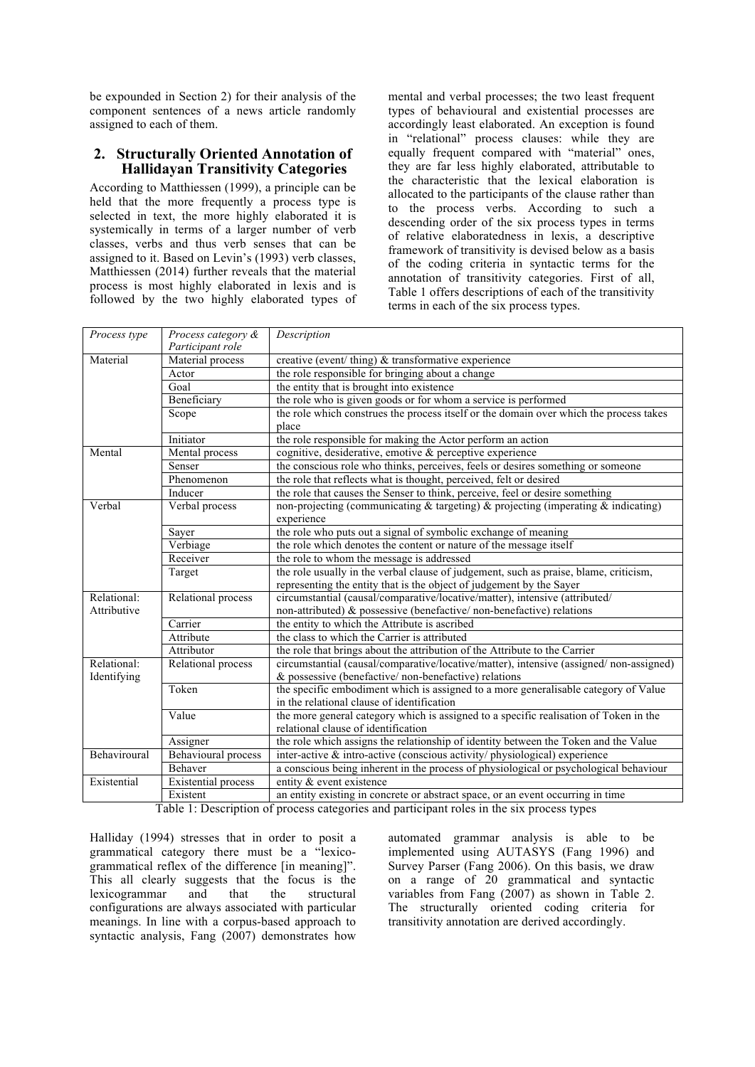be expounded in Section 2) for their analysis of the component sentences of a news article randomly assigned to each of them.

## 2. Structurally Oriented Annotation of Hallidayan Transitivity Categories

According to Matthiessen (1999), a principle can be held that the more frequently a process type is selected in text, the more highly elaborated it is systemically in terms of a larger number of verb classes, verbs and thus verb senses that can be assigned to it. Based on Levin's (1993) verb classes, Matthiessen (2014) further reveals that the material process is most highly elaborated in lexis and is followed by the two highly elaborated types of mental and verbal processes; the two least frequent types of behavioural and existential processes are accordingly least elaborated. An exception is found in "relational" process clauses: while they are equally frequent compared with "material" ones, they are far less highly elaborated, attributable to the characteristic that the lexical elaboration is allocated to the participants of the clause rather than to the process verbs. According to such a descending order of the six process types in terms of relative elaboratedness in lexis, a descriptive framework of transitivity is devised below as a basis of the coding criteria in syntactic terms for the annotation of transitivity categories. First of all, Table 1 offers descriptions of each of the transitivity terms in each of the six process types.

| *Process type* | *Process category & Participant role* | *Description* |
|---|---|---|
| Material | Material process | creative (event/ thing) & transformative experience |
| | Actor | the role responsible for bringing about a change |
| | Goal | the entity that is brought into existence |
| | Beneficiary | the role who is given goods or for whom a service is performed |
| | Scope | the role which construes the process itself or the domain over which the process takes place |
| | Initiator | the role responsible for making the Actor perform an action |
| Mental | Mental process | cognitive, desiderative, emotive & perceptive experience |
| | Senser | the conscious role who thinks, perceives, feels or desires something or someone |
| | Phenomenon | the role that reflects what is thought, perceived, felt or desired |
| | Inducer | the role that causes the Senser to think, perceive, feel or desire something |
| Verbal | Verbal process | non-projecting (communicating & targeting) & projecting (imperating & indicating) experience |
| | Sayer | the role who puts out a signal of symbolic exchange of meaning |
| | Verbiage | the role which denotes the content or nature of the message itself |
| | Receiver | the role to whom the message is addressed |
| | Target | the role usually in the verbal clause of judgement, such as praise, blame, criticism, representing the entity that is the object of judgement by the Sayer |
| Relational: Attributive | Relational process | circumstantial (causal/comparative/locative/matter), intensive (attributed/ non-attributed) & possessive (benefactive/ non-benefactive) relations |
| | Carrier | the entity to which the Attribute is ascribed |
| | Attribute | the class to which the Carrier is attributed |
| | Attributor | the role that brings about the attribution of the Attribute to the Carrier |
| Relational: Identifying | Relational process | circumstantial (causal/comparative/locative/matter), intensive (assigned/ non-assigned) & possessive (benefactive/ non-benefactive) relations |
| | Token | the specific embodiment which is assigned to a more generalisable category of Value in the relational clause of identification |
| | Value | the more general category which is assigned to a specific realisation of Token in the relational clause of identification |
| | Assigner | the role which assigns the relationship of identity between the Token and the Value |
| Behavioural | Behavioural process | inter-active & intro-active (conscious activity/ physiological) experience |
| | Behaver | a conscious being inherent in the process of physiological or psychological behaviour |
| Existential | Existential process | entity & event existence |
| | Existent | an entity existing in concrete or abstract space, or an event occurring in time |

Table 1: Description of process categories and participant roles in the six process types

Halliday (1994) stresses that in order to posit a grammatical category there must be a "lexico-grammatical reflex of the difference [in meaning]". This all clearly suggests that the focus is the lexicogrammar and that the structural configurations are always associated with particular meanings. In line with a corpus-based approach to syntactic analysis, Fang (2007) demonstrates how automated grammar analysis is able to be implemented using AUTASYS (Fang 1996) and Survey Parser (Fang 2006). On this basis, we draw on a range of 20 grammatical and syntactic variables from Fang (2007) as shown in Table 2. The structurally oriented coding criteria for transitivity annotation are derived accordingly.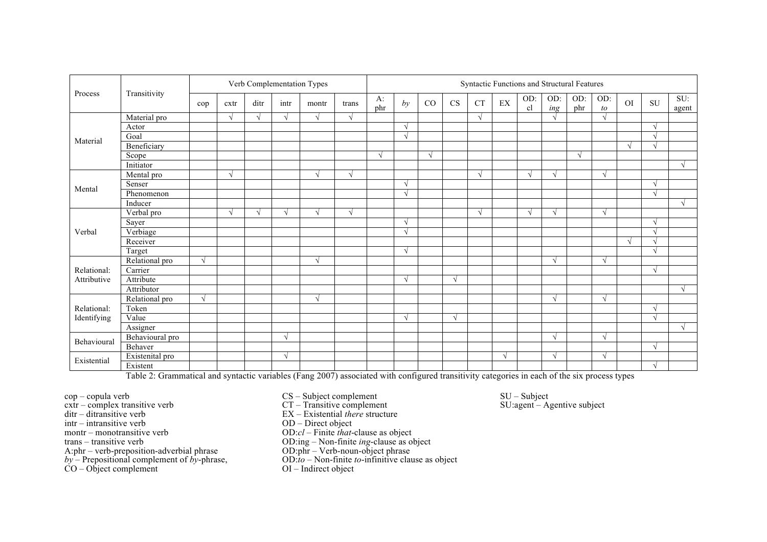| Process | Transitivity | Verb Complementation Types | | | | | | Syntactic Functions and Structural Features | | | | | | | | | | | | |
|---|---|---|---|---|---|---|---|---|---|---|---|---|---|---|---|---|---|---|---|---|
| | | cop | cxtr | ditr | intr | montr | trans | A: phr | *by* | CO | CS | CT | EX | OD: cl | OD: *ing* | OD: phr | OD: *to* | OI | SU | SU: agent |
| Material | Material pro | | √ | √ | √ | √ | √ | | | | | √ | | | √ | | √ | | | |
| | Actor | | | | | | | | √ | | | | | | | | | | √ | |
| | Goal | | | | | | | | √ | | | | | | | | | | √ | |
| | Beneficiary | | | | | | | | | | | | | | | | | √ | √ | |
| | Scope | | | | | | | √ | | √ | | | | | | √ | | | | |
| | Initiator | | | | | | | | | | | | | | | | | | | √ |
| Mental | Mental pro | | √ | | | √ | √ | | | | | √ | | √ | √ | | √ | | | |
| | Senser | | | | | | | | √ | | | | | | | | | | √ | |
| | Phenomenon | | | | | | | | √ | | | | | | | | | | √ | |
| | Inducer | | | | | | | | | | | | | | | | | | | √ |
| Verbal | Verbal pro | | √ | √ | √ | √ | √ | | | | | √ | | √ | √ | | √ | | | |
| | Sayer | | | | | | | | √ | | | | | | | | | | √ | |
| | Verbiage | | | | | | | | √ | | | | | | | | | | √ | |
| | Receiver | | | | | | | | | | | | | | | | | √ | √ | |
| | Target | | | | | | | | √ | | | | | | | | | | √ | |
| Relational: Attributive | Relational pro | √ | | | | √ | | | | | | | | | √ | | √ | | | |
| | Carrier | | | | | | | | | | | | | | | | | | √ | |
| | Attribute | | | | | | | | √ | | √ | | | | | | | | | |
| | Attributor | | | | | | | | | | | | | | | | | | | √ |
| Relational: Identifying | Relational pro | √ | | | | √ | | | | | | | | | √ | | √ | | | |
| | Token | | | | | | | | | | | | | | | | | | √ | |
| | Value | | | | | | | | √ | | √ | | | | | | | | √ | |
| | Assigner | | | | | | | | | | | | | | | | | | | √ |
| Behavioural | Behavioural pro | | | | √ | | | | | | | | | | √ | | √ | | | |
| | Behaver | | | | | | | | | | | | | | | | | | √ | |
| Existential | Existenital pro | | | | √ | | | | | | | | √ | | √ | | √ | | | |
| | Existent | | | | | | | | | | | | | | | | | | √ | |

Table 2: Grammatical and syntactic variables (Fang 2007) associated with configured transitivity categories in each of the six process types

cop – copula verb
cxtr – complex transitive verb
ditr – ditransitive verb
intr – intransitive verb
montr – monotransitive verb
trans – transitive verb
A:phr – verb-preposition-adverbial phrase
*by* – Prepositional complement of *by*-phrase,
CO – Object complement
CS – Subject complement
CT – Transitive complement
EX – Existential *there* structure
OD – Direct object
OD:*cl* – Finite *that*-clause as object
OD:ing – Non-finite *ing*-clause as object
OD:phr – Verb-noun-object phrase
OD:*to* – Non-finite *to*-infinitive clause as object
OI – Indirect object
SU – Subject
SU:agent – Agentive subject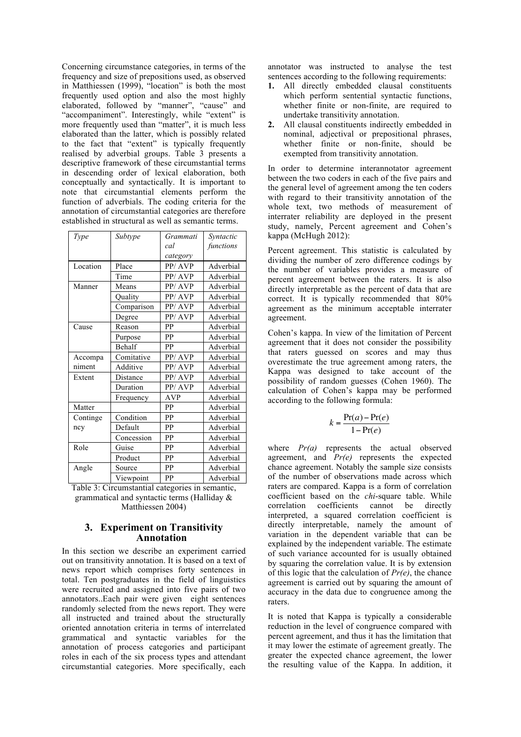Concerning circumstance categories, in terms of the frequency and size of prepositions used, as observed in Matthiessen (1999), "location" is both the most frequently used option and also the most highly elaborated, followed by "manner", "cause" and "accompaniment". Interestingly, while "extent" is more frequently used than "matter", it is much less elaborated than the latter, which is possibly related to the fact that "extent" is typically frequently realised by adverbial groups. Table 3 presents a descriptive framework of these circumstantial terms in descending order of lexical elaboration, both conceptually and syntactically. It is important to note that circumstantial elements perform the function of adverbials. The coding criteria for the annotation of circumstantial categories are therefore established in structural as well as semantic terms.

| *Type* | *Subtype* | *Grammatical category* | *Syntactic functions* |
|---|---|---|---|
| Location | Place | PP/ AVP | Adverbial |
| | Time | PP/ AVP | Adverbial |
| Manner | Means | PP/ AVP | Adverbial |
| | Quality | PP/ AVP | Adverbial |
| | Comparison | PP/ AVP | Adverbial |
| | Degree | PP/ AVP | Adverbial |
| Cause | Reason | PP | Adverbial |
| | Purpose | PP | Adverbial |
| | Behalf | PP | Adverbial |
| Accompaniment | Comitative | PP/ AVP | Adverbial |
| | Additive | PP/ AVP | Adverbial |
| Extent | Distance | PP/ AVP | Adverbial |
| | Duration | PP/ AVP | Adverbial |
| | Frequency | AVP | Adverbial |
| Matter | | PP | Adverbial |
| Contingency | Condition | PP | Adverbial |
| | Default | PP | Adverbial |
| | Concession | PP | Adverbial |
| Role | Guise | PP | Adverbial |
| | Product | PP | Adverbial |
| Angle | Source | PP | Adverbial |
| | Viewpoint | PP | Adverbial |

Table 3: Circumstantial categories in semantic, grammatical and syntactic terms (Halliday & Matthiessen 2004)

## 3. Experiment on Transitivity Annotation

In this section we describe an experiment carried out on transitivity annotation. It is based on a text of news report which comprises forty sentences in total. Ten postgraduates in the field of linguistics were recruited and assigned into five pairs of two annotators..Each pair were given eight sentences randomly selected from the news report. They were all instructed and trained about the structurally oriented annotation criteria in terms of interrelated grammatical and syntactic variables for the annotation of process categories and participant roles in each of the six process types and attendant circumstantial categories. More specifically, each annotator was instructed to analyse the test sentences according to the following requirements:

1. All directly embedded clausal constituents which perform sentential syntactic functions, whether finite or non-finite, are required to undertake transitivity annotation.
2. All clausal constituents indirectly embedded in nominal, adjectival or prepositional phrases, whether finite or non-finite, should be exempted from transitivity annotation.

In order to determine interannotator agreement between the two coders in each of the five pairs and the general level of agreement among the ten coders with regard to their transitivity annotation of the whole text, two methods of measurement of interrater reliability are deployed in the present study, namely, Percent agreement and Cohen's kappa (McHugh 2012):

Percent agreement. This statistic is calculated by dividing the number of zero difference codings by the number of variables provides a measure of percent agreement between the raters. It is also directly interpretable as the percent of data that are correct. It is typically recommended that 80% agreement as the minimum acceptable interrater agreement.

Cohen's kappa. In view of the limitation of Percent agreement that it does not consider the possibility that raters guessed on scores and may thus overestimate the true agreement among raters, the Kappa was designed to take account of the possibility of random guesses (Cohen 1960). The calculation of Cohen's kappa may be performed according to the following formula:

$$k = \frac{\Pr(a) - \Pr(e)}{1 - \Pr(e)}$$

where $Pr(a)$ represents the actual observed agreement, and $Pr(e)$ represents the expected chance agreement. Notably the sample size consists of the number of observations made across which raters are compared. Kappa is a form of correlation coefficient based on the *chi*-square table. While correlation coefficients cannot be directly interpreted, a squared correlation coefficient is directly interpretable, namely the amount of variation in the dependent variable that can be explained by the independent variable. The estimate of such variance accounted for is usually obtained by squaring the correlation value. It is by extension of this logic that the calculation of $Pr(e)$, the chance agreement is carried out by squaring the amount of accuracy in the data due to congruence among the raters.

It is noted that Kappa is typically a considerable reduction in the level of congruence compared with percent agreement, and thus it has the limitation that it may lower the estimate of agreement greatly. The greater the expected chance agreement, the lower the resulting value of the Kappa. In addition, it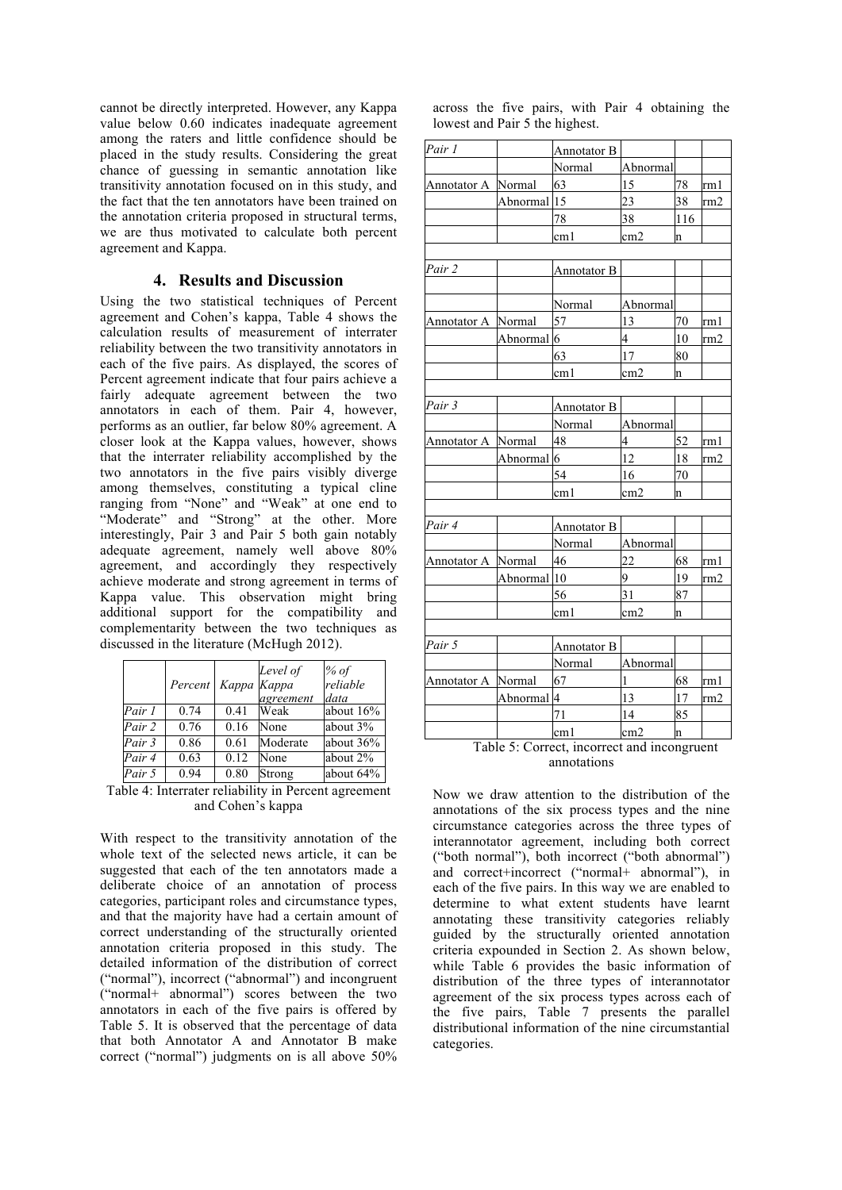cannot be directly interpreted. However, any Kappa value below 0.60 indicates inadequate agreement among the raters and little confidence should be placed in the study results. Considering the great chance of guessing in semantic annotation like transitivity annotation focused on in this study, and the fact that the ten annotators have been trained on the annotation criteria proposed in structural terms, we are thus motivated to calculate both percent agreement and Kappa.

## 4. Results and Discussion

Using the two statistical techniques of Percent agreement and Cohen's kappa, Table 4 shows the calculation results of measurement of interrater reliability between the two transitivity annotators in each of the five pairs. As displayed, the scores of Percent agreement indicate that four pairs achieve a fairly adequate agreement between the two annotators in each of them. Pair 4, however, performs as an outlier, far below 80% agreement. A closer look at the Kappa values, however, shows that the interrater reliability accomplished by the two annotators in the five pairs visibly diverge among themselves, constituting a typical cline ranging from "None" and "Weak" at one end to "Moderate" and "Strong" at the other. More interestingly, Pair 3 and Pair 5 both gain notably adequate agreement, namely well above 80% agreement, and accordingly they respectively achieve moderate and strong agreement in terms of Kappa value. This observation might bring additional support for the compatibility and complementarity between the two techniques as discussed in the literature (McHugh 2012).

| | Percent | Kappa | Level of Kappa agreement | % of reliable data |
|---|---|---|---|---|
| *Pair 1* | 0.74 | 0.41 | Weak | about 16% |
| *Pair 2* | 0.76 | 0.16 | None | about 3% |
| *Pair 3* | 0.86 | 0.61 | Moderate | about 36% |
| *Pair 4* | 0.63 | 0.12 | None | about 2% |
| *Pair 5* | 0.94 | 0.80 | Strong | about 64% |

Table 4: Interrater reliability in Percent agreement and Cohen's kappa

With respect to the transitivity annotation of the whole text of the selected news article, it can be suggested that each of the ten annotators made a deliberate choice of an annotation of process categories, participant roles and circumstance types, and that the majority have had a certain amount of correct understanding of the structurally oriented annotation criteria proposed in this study. The detailed information of the distribution of correct ("normal"), incorrect ("abnormal") and incongruent ("normal+ abnormal") scores between the two annotators in each of the five pairs is offered by Table 5. It is observed that the percentage of data that both Annotator A and Annotator B make correct ("normal") judgments on is all above 50% across the five pairs, with Pair 4 obtaining the lowest and Pair 5 the highest.

| *Pair 1* | | Annotator B | | | |
|---|---|---|---|---|---|
| | | Normal | Abnormal | | |
| Annotator A | Normal | 63 | 15 | 78 | rm1 |
| | Abnormal | 15 | 23 | 38 | rm2 |
| | | 78 | 38 | 116 | |
| | | cm1 | cm2 | n | |
| | | | | | |
| *Pair 2* | | Annotator B | | | |
| | | | | | |
| | | Normal | Abnormal | | |
| Annotator A | Normal | 57 | 13 | 70 | rm1 |
| | Abnormal | 6 | 4 | 10 | rm2 |
| | | 63 | 17 | 80 | |
| | | cm1 | cm2 | n | |
| | | | | | |
| *Pair 3* | | Annotator B | | | |
| | | Normal | Abnormal | | |
| Annotator A | Normal | 48 | 4 | 52 | rm1 |
| | Abnormal | 6 | 12 | 18 | rm2 |
| | | 54 | 16 | 70 | |
| | | cm1 | cm2 | n | |
| | | | | | |
| *Pair 4* | | Annotator B | | | |
| | | Normal | Abnormal | | |
| Annotator A | Normal | 46 | 22 | 68 | rm1 |
| | Abnormal | 10 | 9 | 19 | rm2 |
| | | 56 | 31 | 87 | |
| | | cm1 | cm2 | n | |
| | | | | | |
| *Pair 5* | | Annotator B | | | |
| | | Normal | Abnormal | | |
| Annotator A | Normal | 67 | 1 | 68 | rm1 |
| | Abnormal | 4 | 13 | 17 | rm2 |
| | | 71 | 14 | 85 | |
| | | cm1 | cm2 | n | |

Table 5: Correct, incorrect and incongruent annotations

Now we draw attention to the distribution of the annotations of the six process types and the nine circumstance categories across the three types of interannotator agreement, including both correct ("both normal"), both incorrect ("both abnormal") and correct+incorrect ("normal+ abnormal"), in each of the five pairs. In this way we are enabled to determine to what extent students have learnt annotating these transitivity categories reliably guided by the structurally oriented annotation criteria expounded in Section 2. As shown below, while Table 6 provides the basic information of distribution of the three types of interannotator agreement of the six process types across each of the five pairs, Table 7 presents the parallel distributional information of the nine circumstantial categories.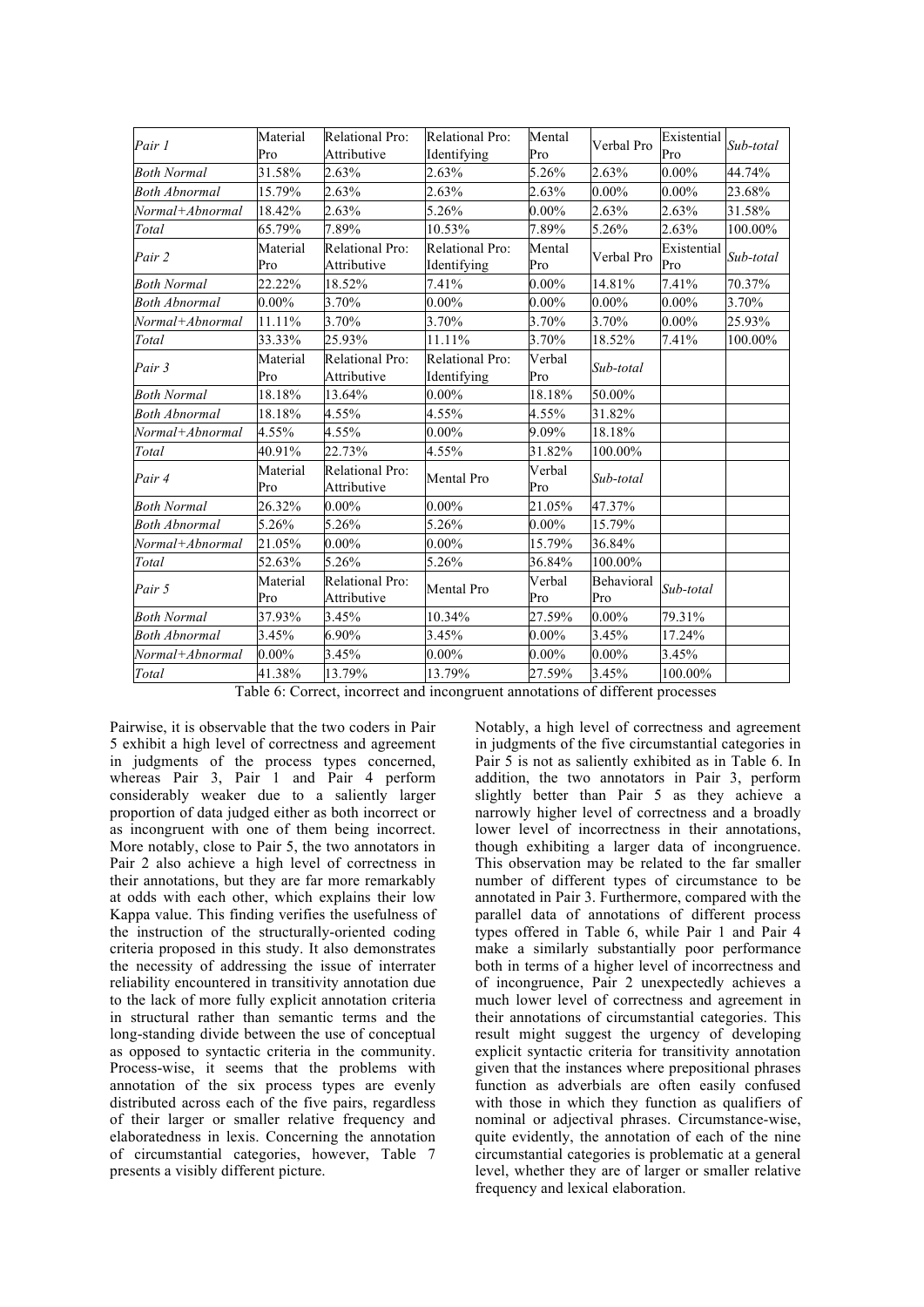| *Pair 1* | Material Pro | Relational Pro: Attributive | Relational Pro: Identifying | Mental Pro | Verbal Pro | Existential Pro | *Sub-total* |
|---|---|---|---|---|---|---|---|
| *Both Normal* | 31.58% | 2.63% | 2.63% | 5.26% | 2.63% | 0.00% | 44.74% |
| *Both Abnormal* | 15.79% | 2.63% | 2.63% | 2.63% | 0.00% | 0.00% | 23.68% |
| *Normal+Abnormal* | 18.42% | 2.63% | 5.26% | 0.00% | 2.63% | 2.63% | 31.58% |
| *Total* | 65.79% | 7.89% | 10.53% | 7.89% | 5.26% | 2.63% | 100.00% |
| *Pair 2* | Material Pro | Relational Pro: Attributive | Relational Pro: Identifying | Mental Pro | Verbal Pro | Existential Pro | *Sub-total* |
| *Both Normal* | 22.22% | 18.52% | 7.41% | 0.00% | 14.81% | 7.41% | 70.37% |
| *Both Abnormal* | 0.00% | 3.70% | 0.00% | 0.00% | 0.00% | 0.00% | 3.70% |
| *Normal+Abnormal* | 11.11% | 3.70% | 3.70% | 3.70% | 3.70% | 0.00% | 25.93% |
| *Total* | 33.33% | 25.93% | 11.11% | 3.70% | 18.52% | 7.41% | 100.00% |
| *Pair 3* | Material Pro | Relational Pro: Attributive | Relational Pro: Identifying | Verbal Pro | *Sub-total* | | |
| *Both Normal* | 18.18% | 13.64% | 0.00% | 18.18% | 50.00% | | |
| *Both Abnormal* | 18.18% | 4.55% | 4.55% | 4.55% | 31.82% | | |
| *Normal+Abnormal* | 4.55% | 4.55% | 0.00% | 9.09% | 18.18% | | |
| *Total* | 40.91% | 22.73% | 4.55% | 31.82% | 100.00% | | |
| *Pair 4* | Material Pro | Relational Pro: Attributive | Mental Pro | Verbal Pro | *Sub-total* | | |
| *Both Normal* | 26.32% | 0.00% | 0.00% | 21.05% | 47.37% | | |
| *Both Abnormal* | 5.26% | 5.26% | 5.26% | 0.00% | 15.79% | | |
| *Normal+Abnormal* | 21.05% | 0.00% | 0.00% | 15.79% | 36.84% | | |
| *Total* | 52.63% | 5.26% | 5.26% | 36.84% | 100.00% | | |
| *Pair 5* | Material Pro | Relational Pro: Attributive | Mental Pro | Verbal Pro | Behavioral Pro | *Sub-total* | |
| *Both Normal* | 37.93% | 3.45% | 10.34% | 27.59% | 0.00% | 79.31% | |
| *Both Abnormal* | 3.45% | 6.90% | 3.45% | 0.00% | 3.45% | 17.24% | |
| *Normal+Abnormal* | 0.00% | 3.45% | 0.00% | 0.00% | 0.00% | 3.45% | |
| *Total* | 41.38% | 13.79% | 13.79% | 27.59% | 3.45% | 100.00% | |

Table 6: Correct, incorrect and incongruent annotations of different processes

Pairwise, it is observable that the two coders in Pair 5 exhibit a high level of correctness and agreement in judgments of the process types concerned, whereas Pair 3, Pair 1 and Pair 4 perform considerably weaker due to a saliently larger proportion of data judged either as both incorrect or as incongruent with one of them being incorrect. More notably, close to Pair 5, the two annotators in Pair 2 also achieve a high level of correctness in their annotations, but they are far more remarkably at odds with each other, which explains their low Kappa value. This finding verifies the usefulness of the instruction of the structurally-oriented coding criteria proposed in this study. It also demonstrates the necessity of addressing the issue of interrater reliability encountered in transitivity annotation due to the lack of more fully explicit annotation criteria in structural rather than semantic terms and the long-standing divide between the use of conceptual as opposed to syntactic criteria in the community. Process-wise, it seems that the problems with annotation of the six process types are evenly distributed across each of the five pairs, regardless of their larger or smaller relative frequency and elaboratedness in lexis. Concerning the annotation of circumstantial categories, however, Table 7 presents a visibly different picture.

Notably, a high level of correctness and agreement in judgments of the five circumstantial categories in Pair 5 is not as saliently exhibited as in Table 6. In addition, the two annotators in Pair 3, perform slightly better than Pair 5 as they achieve a narrowly higher level of correctness and a broadly lower level of incorrectness in their annotations, though exhibiting a larger data of incongruence. This observation may be related to the far smaller number of different types of circumstance to be annotated in Pair 3. Furthermore, compared with the parallel data of annotations of different process types offered in Table 6, while Pair 1 and Pair 4 make a similarly substantially poor performance both in terms of a higher level of incorrectness and of incongruence, Pair 2 unexpectedly achieves a much lower level of correctness and agreement in their annotations of circumstantial categories. This result might suggest the urgency of developing explicit syntactic criteria for transitivity annotation given that the instances where prepositional phrases function as adverbials are often easily confused with those in which they function as qualifiers of nominal or adjectival phrases. Circumstance-wise, quite evidently, the annotation of each of the nine circumstantial categories is problematic at a general level, whether they are of larger or smaller relative frequency and lexical elaboration.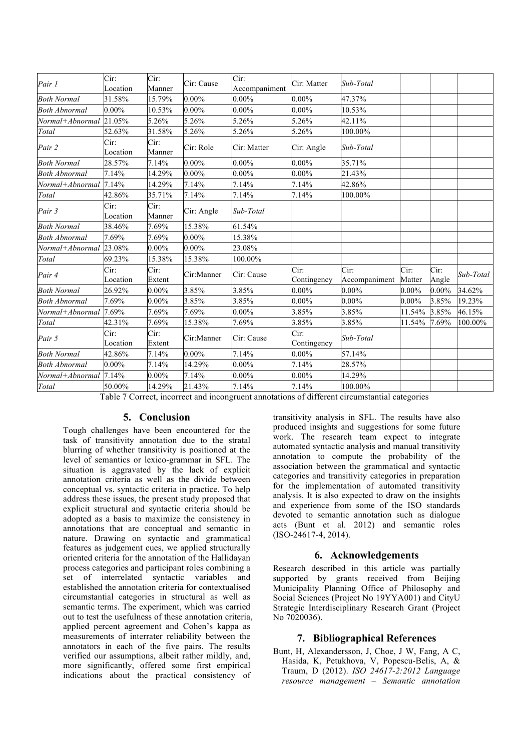| *Pair 1* | Cir: Location | Cir: Manner | Cir: Cause | Cir: Accompaniment | Cir: Matter | *Sub-Total* | | | |
|---|---|---|---|---|---|---|---|---|---|
| *Both Normal* | 31.58% | 15.79% | 0.00% | 0.00% | 0.00% | 47.37% | | | |
| *Both Abnormal* | 0.00% | 10.53% | 0.00% | 0.00% | 0.00% | 10.53% | | | |
| *Normal+Abnormal* | 21.05% | 5.26% | 5.26% | 5.26% | 5.26% | 42.11% | | | |
| *Total* | 52.63% | 31.58% | 5.26% | 5.26% | 5.26% | 100.00% | | | |
| *Pair 2* | Cir: Location | Cir: Manner | Cir: Role | Cir: Matter | Cir: Angle | *Sub-Total* | | | |
| *Both Normal* | 28.57% | 7.14% | 0.00% | 0.00% | 0.00% | 35.71% | | | |
| *Both Abnormal* | 7.14% | 14.29% | 0.00% | 0.00% | 0.00% | 21.43% | | | |
| *Normal+Abnormal* | 7.14% | 14.29% | 7.14% | 7.14% | 7.14% | 42.86% | | | |
| *Total* | 42.86% | 35.71% | 7.14% | 7.14% | 7.14% | 100.00% | | | |
| *Pair 3* | Cir: Location | Cir: Manner | Cir: Angle | *Sub-Total* | | | | | |
| *Both Normal* | 38.46% | 7.69% | 15.38% | 61.54% | | | | | |
| *Both Abnormal* | 7.69% | 7.69% | 0.00% | 15.38% | | | | | |
| *Normal+Abnormal* | 23.08% | 0.00% | 0.00% | 23.08% | | | | | |
| *Total* | 69.23% | 15.38% | 15.38% | 100.00% | | | | | |
| *Pair 4* | Cir: Location | Cir: Extent | Cir:Manner | Cir: Cause | Cir: Contingency | Cir: Accompaniment | Cir: Matter | Cir: Angle | *Sub-Total* |
| *Both Normal* | 26.92% | 0.00% | 3.85% | 3.85% | 0.00% | 0.00% | 0.00% | 0.00% | 34.62% |
| *Both Abnormal* | 7.69% | 0.00% | 3.85% | 3.85% | 0.00% | 0.00% | 0.00% | 3.85% | 19.23% |
| *Normal+Abnormal* | 7.69% | 7.69% | 7.69% | 0.00% | 3.85% | 3.85% | 11.54% | 3.85% | 46.15% |
| *Total* | 42.31% | 7.69% | 15.38% | 7.69% | 3.85% | 3.85% | 11.54% | 7.69% | 100.00% |
| *Pair 5* | Cir: Location | Cir: Extent | Cir:Manner | Cir: Cause | Cir: Contingency | *Sub-Total* | | | |
| *Both Normal* | 42.86% | 7.14% | 0.00% | 7.14% | 0.00% | 57.14% | | | |
| *Both Abnormal* | 0.00% | 7.14% | 14.29% | 0.00% | 7.14% | 28.57% | | | |
| *Normal+Abnormal* | 7.14% | 0.00% | 7.14% | 0.00% | 0.00% | 14.29% | | | |
| *Total* | 50.00% | 14.29% | 21.43% | 7.14% | 7.14% | 100.00% | | | |

Table 7 Correct, incorrect and incongruent annotations of different circumstantial categories

## 5. Conclusion

Tough challenges have been encountered for the task of transitivity annotation due to the stratal blurring of whether transitivity is positioned at the level of semantics or lexico-grammar in SFL. The situation is aggravated by the lack of explicit annotation criteria as well as the divide between conceptual vs. syntactic criteria in practice. To help address these issues, the present study proposed that explicit structural and syntactic criteria should be adopted as a basis to maximize the consistency in annotations that are conceptual and semantic in nature. Drawing on syntactic and grammatical features as judgement cues, we applied structurally oriented criteria for the annotation of the Hallidayan process categories and participant roles combining a set of interrelated syntactic variables and established the annotation criteria for contextualised circumstantial categories in structural as well as semantic terms. The experiment, which was carried out to test the usefulness of these annotation criteria, applied percent agreement and Cohen's kappa as measurements of interrater reliability between the annotators in each of the five pairs. The results verified our assumptions, albeit rather mildly, and, more significantly, offered some first empirical indications about the practical consistency of transitivity analysis in SFL. The results have also produced insights and suggestions for some future work. The research team expect to integrate automated syntactic analysis and manual transitivity annotation to compute the probability of the association between the grammatical and syntactic categories and transitivity categories in preparation for the implementation of automated transitivity analysis. It is also expected to draw on the insights and experience from some of the ISO standards devoted to semantic annotation such as dialogue acts (Bunt et al. 2012) and semantic roles (ISO-24617-4, 2014).

## 6. Acknowledgements

Research described in this article was partially supported by grants received from Beijing Municipality Planning Office of Philosophy and Social Sciences (Project No 19YYA001) and CityU Strategic Interdisciplinary Research Grant (Project No 7020036).

## 7. Bibliographical References

Bunt, H, Alexandersson, J, Choe, J W, Fang, A C, Hasida, K, Petukhova, V, Popescu-Belis, A, & Traum, D (2012). *ISO 24617-2:2012 Language resource management – Semantic annotation*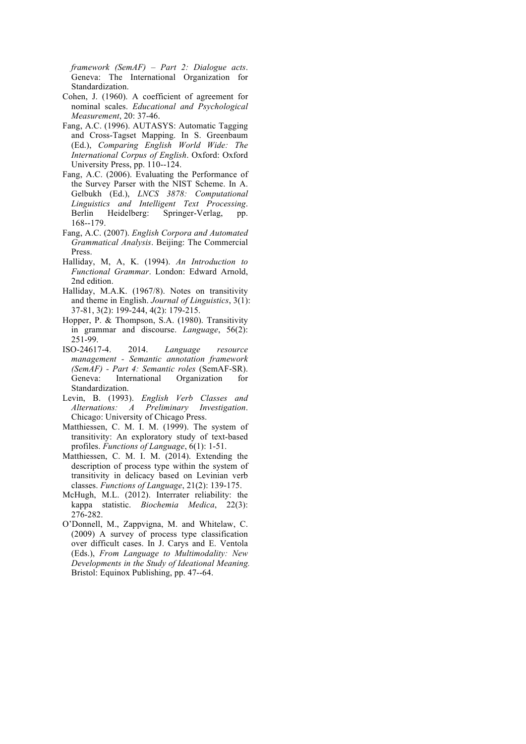*framework (SemAF) – Part 2: Dialogue acts*. Geneva: The International Organization for Standardization.

Cohen, J. (1960). A coefficient of agreement for nominal scales. *Educational and Psychological Measurement*, 20: 37-46.

Fang, A.C. (1996). AUTASYS: Automatic Tagging and Cross-Tagset Mapping. In S. Greenbaum (Ed.), *Comparing English World Wide: The International Corpus of English*. Oxford: Oxford University Press, pp. 110--124.

Fang, A.C. (2006). Evaluating the Performance of the Survey Parser with the NIST Scheme. In A. Gelbukh (Ed.), *LNCS 3878: Computational Linguistics and Intelligent Text Processing*. Berlin Heidelberg: Springer-Verlag, pp. 168--179.

Fang, A.C. (2007). *English Corpora and Automated Grammatical Analysis*. Beijing: The Commercial Press.

Halliday, M, A, K. (1994). *An Introduction to Functional Grammar*. London: Edward Arnold, 2nd edition.

Halliday, M.A.K. (1967/8). Notes on transitivity and theme in English. *Journal of Linguistics*, 3(1): 37-81, 3(2): 199-244, 4(2): 179-215.

Hopper, P. & Thompson, S.A. (1980). Transitivity in grammar and discourse. *Language*, 56(2): 251-99.

ISO-24617-4. 2014. *Language resource management - Semantic annotation framework (SemAF) - Part 4: Semantic roles* (SemAF-SR). Geneva: International Organization for Standardization.

Levin, B. (1993). *English Verb Classes and Alternations: A Preliminary Investigation*. Chicago: University of Chicago Press.

Matthiessen, C. M. I. M. (1999). The system of transitivity: An exploratory study of text-based profiles. *Functions of Language*, 6(1): 1-51.

Matthiessen, C. M. I. M. (2014). Extending the description of process type within the system of transitivity in delicacy based on Levinian verb classes. *Functions of Language*, 21(2): 139-175.

McHugh, M.L. (2012). Interrater reliability: the kappa statistic. *Biochemia Medica*, 22(3): 276-282.

O'Donnell, M., Zappvigna, M. and Whitelaw, C. (2009) A survey of process type classification over difficult cases. In J. Carys and E. Ventola (Eds.), *From Language to Multimodality: New Developments in the Study of Ideational Meaning.* Bristol: Equinox Publishing, pp. 47--64.